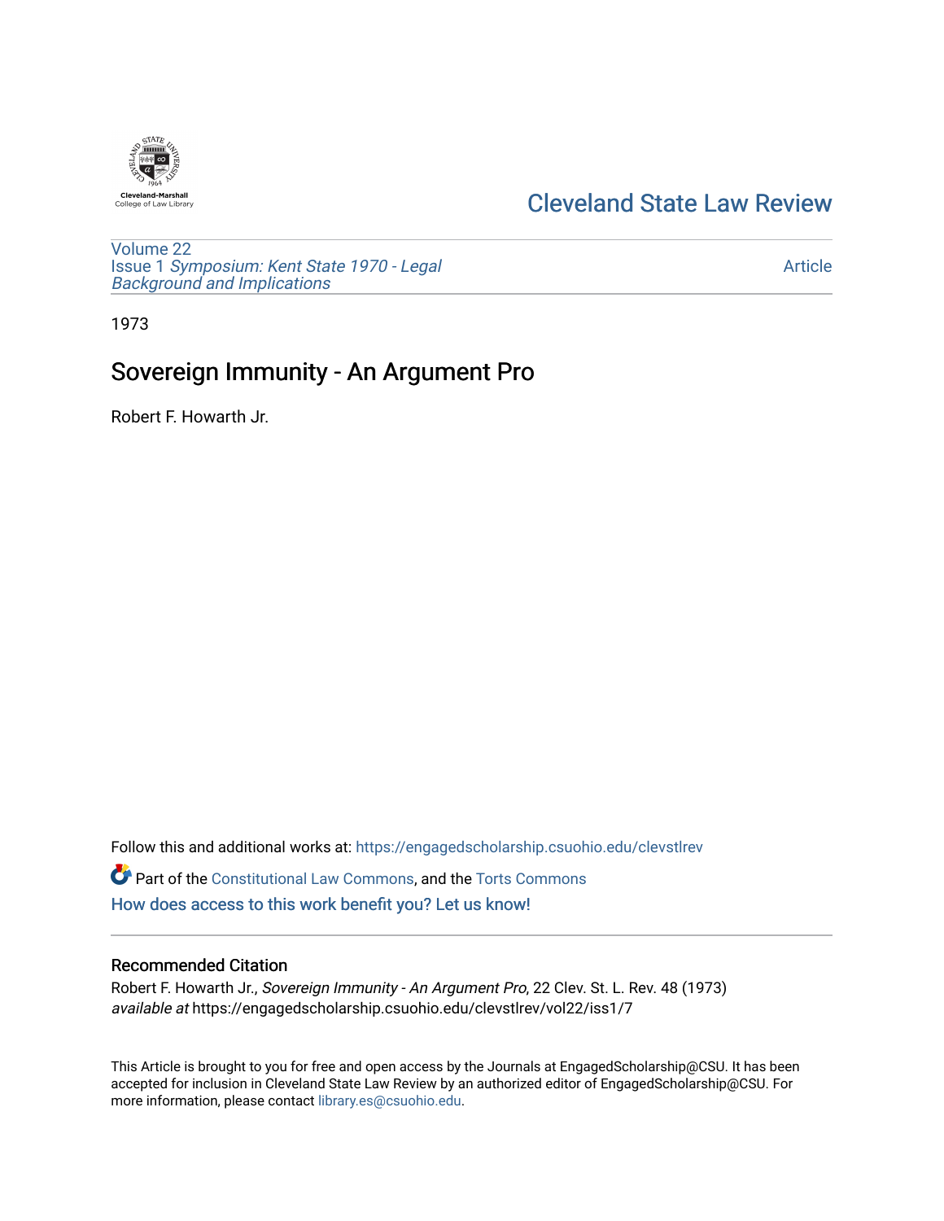Cleveland State Law Review

Volume 22
Issue 1 *Symposium: Kent State 1970 - Legal Background and Implications*

Article

1973

# Sovereign Immunity - An Argument Pro

Robert F. Howarth Jr.

Follow this and additional works at: https://engagedscholarship.csuohio.edu/clevstlrev

Part of the Constitutional Law Commons, and the Torts Commons

How does access to this work benefit you? Let us know!

## Recommended Citation

Robert F. Howarth Jr., *Sovereign Immunity - An Argument Pro*, 22 Clev. St. L. Rev. 48 (1973)
*available at* https://engagedscholarship.csuohio.edu/clevstlrev/vol22/iss1/7

This Article is brought to you for free and open access by the Journals at EngagedScholarship@CSU. It has been accepted for inclusion in Cleveland State Law Review by an authorized editor of EngagedScholarship@CSU. For more information, please contact library.es@csuohio.edu.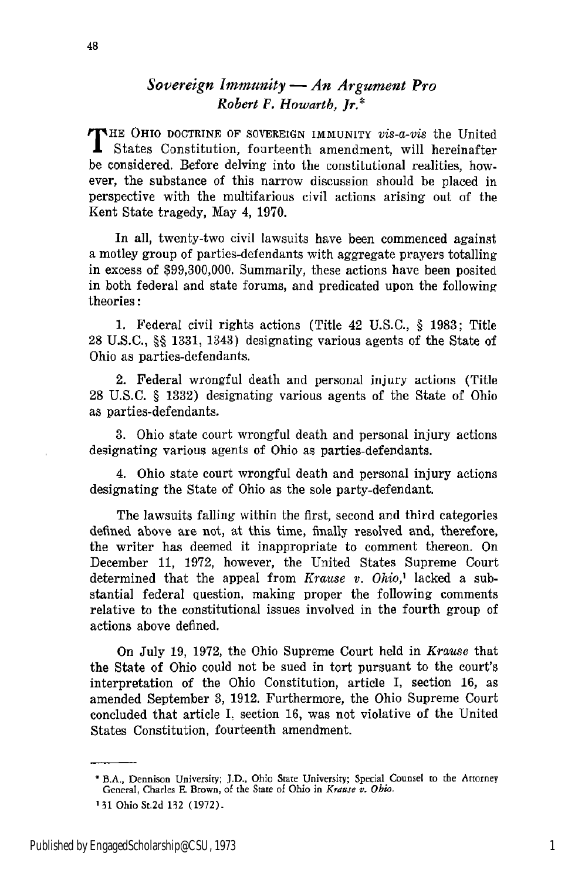## *Sovereign Immunity — An Argument Pro*

### *Robert F. Howarth, Jr.*[*]

THE OHIO DOCTRINE OF SOVEREIGN IMMUNITY *vis-a-vis* the United States Constitution, fourteenth amendment, will hereinafter be considered. Before delving into the constitutional realities, however, the substance of this narrow discussion should be placed in perspective with the multifarious civil actions arising out of the Kent State tragedy, May 4, 1970.

In all, twenty-two civil lawsuits have been commenced against a motley group of parties-defendants with aggregate prayers totalling in excess of $99,300,000. Summarily, these actions have been posited in both federal and state forums, and predicated upon the following theories:

1. Federal civil rights actions (Title 42 U.S.C., § 1983; Title 28 U.S.C., §§ 1331, 1343) designating various agents of the State of Ohio as parties-defendants.

2. Federal wrongful death and personal injury actions (Title 28 U.S.C. § 1332) designating various agents of the State of Ohio as parties-defendants.

3. Ohio state court wrongful death and personal injury actions designating various agents of Ohio as parties-defendants.

4. Ohio state court wrongful death and personal injury actions designating the State of Ohio as the sole party-defendant.

The lawsuits falling within the first, second and third categories defined above are not, at this time, finally resolved and, therefore, the writer has deemed it inappropriate to comment thereon. On December 11, 1972, however, the United States Supreme Court determined that the appeal from *Krause v. Ohio*,[1] lacked a substantial federal question, making proper the following comments relative to the constitutional issues involved in the fourth group of actions above defined.

On July 19, 1972, the Ohio Supreme Court held in *Krause* that the State of Ohio could not be sued in tort pursuant to the court's interpretation of the Ohio Constitution, article I, section 16, as amended September 3, 1912. Furthermore, the Ohio Supreme Court concluded that article I, section 16, was not violative of the United States Constitution, fourteenth amendment.

---

[*] B.A., Dennison University; J.D., Ohio State University; Special Counsel to the Attorney General, Charles E. Brown, of the State of Ohio in *Krause v. Ohio*.

[1] 31 Ohio St.2d 132 (1972).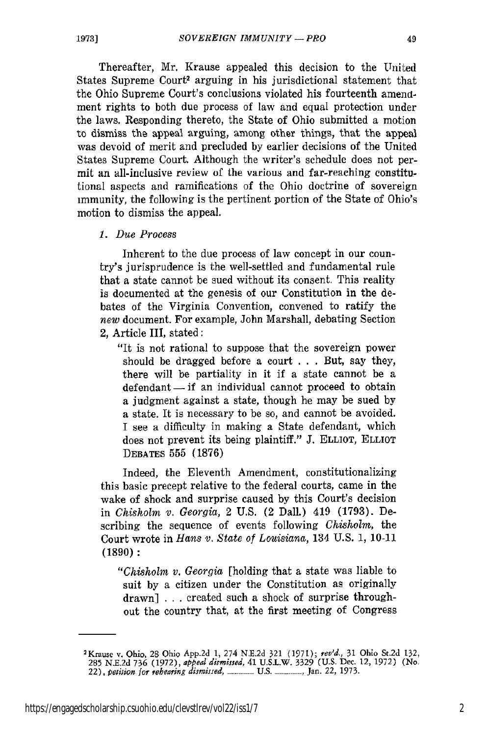Thereafter, Mr. Krause appealed this decision to the United States Supreme Court[2] arguing in his jurisdictional statement that the Ohio Supreme Court's conclusions violated his fourteenth amendment rights to both due process of law and equal protection under the laws. Responding thereto, the State of Ohio submitted a motion to dismiss the appeal arguing, among other things, that the appeal was devoid of merit and precluded by earlier decisions of the United States Supreme Court. Although the writer's schedule does not permit an all-inclusive review of the various and far-reaching constitutional aspects and ramifications of the Ohio doctrine of sovereign immunity, the following is the pertinent portion of the State of Ohio's motion to dismiss the appeal.

*1. Due Process*

Inherent to the due process of law concept in our country's jurisprudence is the well-settled and fundamental rule that a state cannot be sued without its consent. This reality is documented at the genesis of our Constitution in the debates of the Virginia Convention, convened to ratify the *new* document. For example, John Marshall, debating Section 2, Article III, stated:

> "It is not rational to suppose that the sovereign power should be dragged before a court . . . But, say they, there will be partiality in it if a state cannot be a defendant — if an individual cannot proceed to obtain a judgment against a state, though he may be sued by a state. It is necessary to be so, and cannot be avoided. I see a difficulty in making a State defendant, which does not prevent its being plaintiff." J. ELLIOT, ELLIOT DEBATES 555 (1876)

Indeed, the Eleventh Amendment, constitutionalizing this basic precept relative to the federal courts, came in the wake of shock and surprise caused by this Court's decision in *Chisholm v. Georgia*, 2 U.S. (2 Dall.) 419 (1793). Describing the sequence of events following *Chisholm*, the Court wrote in *Hans v. State of Louisiana*, 134 U.S. 1, 10-11 (1890):

> "*Chisholm v. Georgia* [holding that a state was liable to suit by a citizen under the Constitution as originally drawn] . . . created such a shock of surprise throughout the country that, at the first meeting of Congress

---

[2] Krause v. Ohio, 28 Ohio App.2d 1, 274 N.E.2d 321 (1971); *rev'd.*, 31 Ohio St.2d 132, 285 N.E.2d 736 (1972), *appeal dismissed*, 41 U.S.L.W. 3329 (U.S. Dec. 12, 1972) (No. 22), *petition for rehearing dismissed*, _______ U.S. _______, Jan. 22, 1973.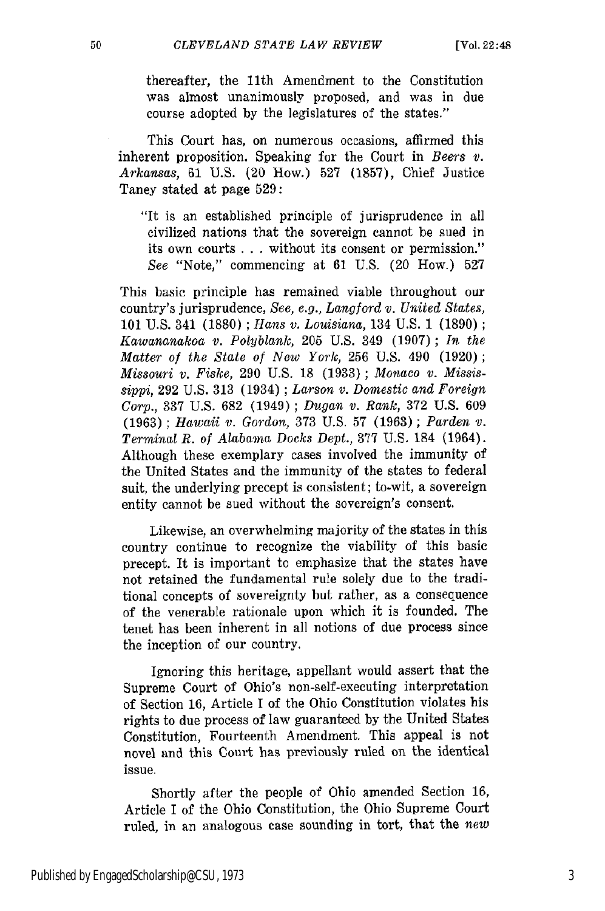thereafter, the 11th Amendment to the Constitution was almost unanimously proposed, and was in due course adopted by the legislatures of the states."

This Court has, on numerous occasions, affirmed this inherent proposition. Speaking for the Court in *Beers v. Arkansas*, 61 U.S. (20 How.) 527 (1857), Chief Justice Taney stated at page 529:

> "It is an established principle of jurisprudence in all civilized nations that the sovereign cannot be sued in its own courts . . . without its consent or permission." *See* "Note," commencing at 61 U.S. (20 How.) 527

This basic principle has remained viable throughout our country's jurisprudence, *See, e.g., Langford v. United States*, 101 U.S. 341 (1880); *Hans v. Louisiana*, 134 U.S. 1 (1890); *Kawananakoa v. Polyblank*, 205 U.S. 349 (1907); *In the Matter of the State of New York*, 256 U.S. 490 (1920); *Missouri v. Fiske*, 290 U.S. 18 (1933); *Monaco v. Mississippi*, 292 U.S. 313 (1934); *Larson v. Domestic and Foreign Corp.*, 337 U.S. 682 (1949); *Dugan v. Rank*, 372 U.S. 609 (1963); *Hawaii v. Gordon*, 373 U.S. 57 (1963); *Parden v. Terminal R. of Alabama Docks Dept.*, 377 U.S. 184 (1964). Although these exemplary cases involved the immunity of the United States and the immunity of the states to federal suit, the underlying precept is consistent; to-wit, a sovereign entity cannot be sued without the sovereign's consent.

Likewise, an overwhelming majority of the states in this country continue to recognize the viability of this basic precept. It is important to emphasize that the states have not retained the fundamental rule solely due to the traditional concepts of sovereignty but rather, as a consequence of the venerable rationale upon which it is founded. The tenet has been inherent in all notions of due process since the inception of our country.

Ignoring this heritage, appellant would assert that the Supreme Court of Ohio's non-self-executing interpretation of Section 16, Article I of the Ohio Constitution violates his rights to due process of law guaranteed by the United States Constitution, Fourteenth Amendment. This appeal is not novel and this Court has previously ruled on the identical issue.

Shortly after the people of Ohio amended Section 16, Article I of the Ohio Constitution, the Ohio Supreme Court ruled, in an analogous case sounding in tort, that the *new*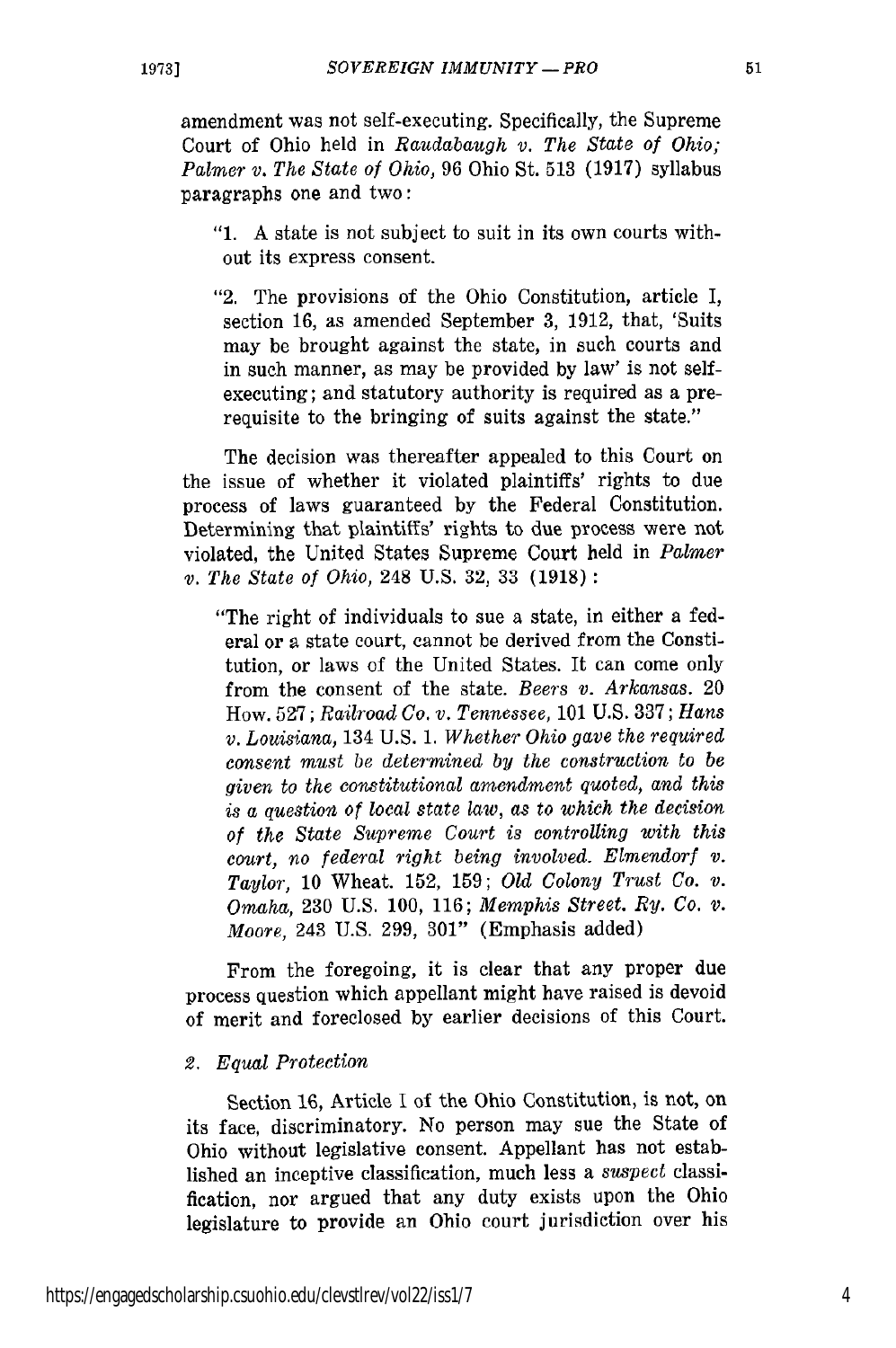amendment was not self-executing. Specifically, the Supreme Court of Ohio held in *Raudabaugh v. The State of Ohio; Palmer v. The State of Ohio,* 96 Ohio St. 513 (1917) syllabus paragraphs one and two:

> "1. A state is not subject to suit in its own courts without its express consent.
>
> "2. The provisions of the Ohio Constitution, article I, section 16, as amended September 3, 1912, that, 'Suits may be brought against the state, in such courts and in such manner, as may be provided by law' is not self-executing; and statutory authority is required as a prerequisite to the bringing of suits against the state."

The decision was thereafter appealed to this Court on the issue of whether it violated plaintiffs' rights to due process of laws guaranteed by the Federal Constitution. Determining that plaintiffs' rights to due process were not violated, the United States Supreme Court held in *Palmer v. The State of Ohio,* 248 U.S. 32, 33 (1918):

> "The right of individuals to sue a state, in either a federal or a state court, cannot be derived from the Constitution, or laws of the United States. It can come only from the consent of the state. *Beers v. Arkansas.* 20 How. 527; *Railroad Co. v. Tennessee,* 101 U.S. 337; *Hans v. Louisiana,* 134 U.S. 1. *Whether Ohio gave the required consent must be determined by the construction to be given to the constitutional amendment quoted, and this is a question of local state law, as to which the decision of the State Supreme Court is controlling with this court, no federal right being involved. Elmendorf v. Taylor,* 10 Wheat. 152, 159; *Old Colony Trust Co. v. Omaha,* 230 U.S. 100, 116; *Memphis Street. Ry. Co. v. Moore,* 243 U.S. 299, 301" (Emphasis added)

From the foregoing, it is clear that any proper due process question which appellant might have raised is devoid of merit and foreclosed by earlier decisions of this Court.

*2. Equal Protection*

Section 16, Article I of the Ohio Constitution, is not, on its face, discriminatory. No person may sue the State of Ohio without legislative consent. Appellant has not established an inceptive classification, much less a *suspect* classification, nor argued that any duty exists upon the Ohio legislature to provide an Ohio court jurisdiction over his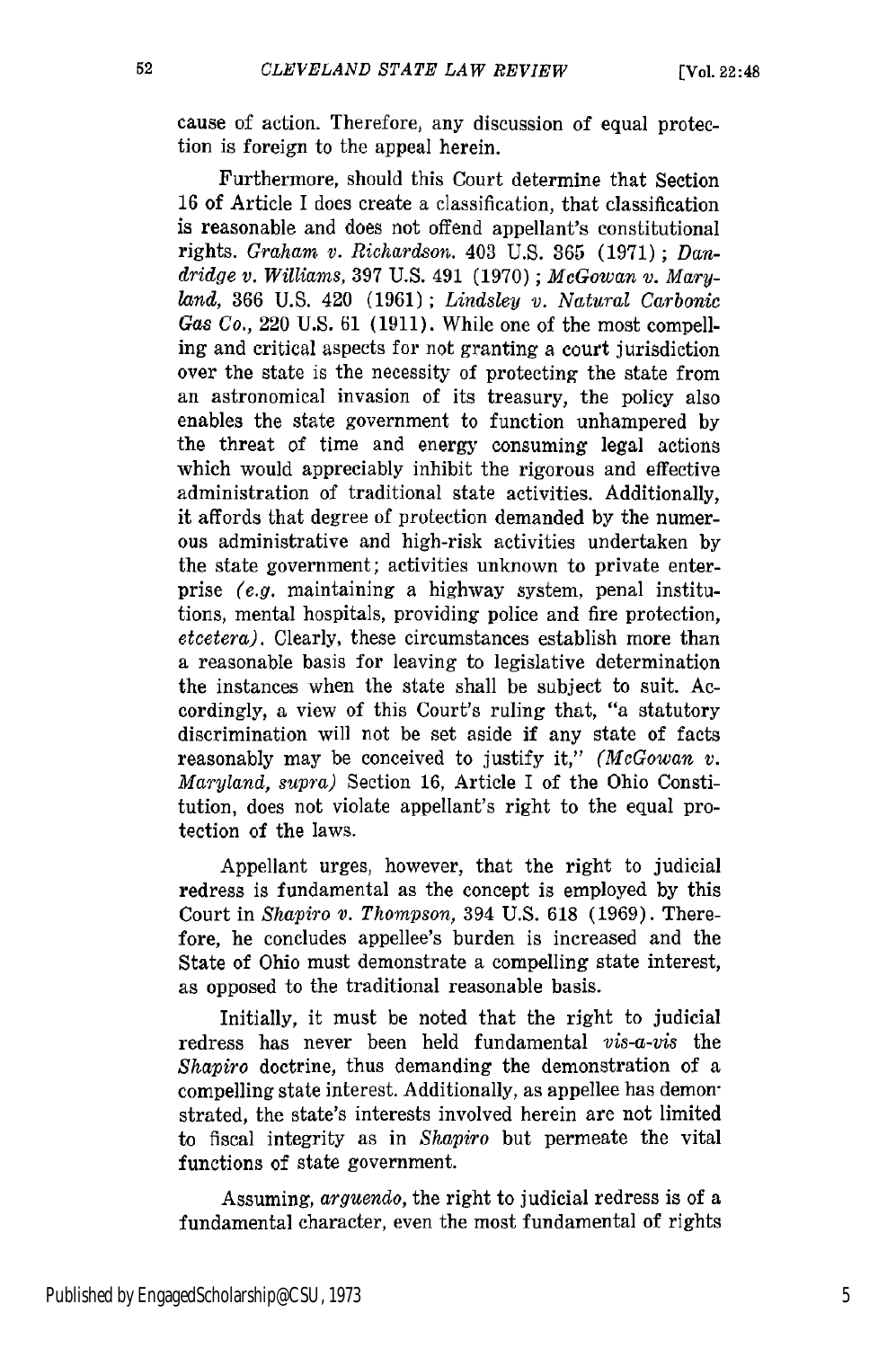cause of action. Therefore, any discussion of equal protection is foreign to the appeal herein.

Furthermore, should this Court determine that Section 16 of Article I does create a classification, that classification is reasonable and does not offend appellant's constitutional rights. *Graham v. Richardson*, 403 U.S. 365 (1971); *Dandridge v. Williams*, 397 U.S. 491 (1970); *McGowan v. Maryland*, 366 U.S. 420 (1961); *Lindsley v. Natural Carbonic Gas Co.*, 220 U.S. 61 (1911). While one of the most compelling and critical aspects for not granting a court jurisdiction over the state is the necessity of protecting the state from an astronomical invasion of its treasury, the policy also enables the state government to function unhampered by the threat of time and energy consuming legal actions which would appreciably inhibit the rigorous and effective administration of traditional state activities. Additionally, it affords that degree of protection demanded by the numerous administrative and high-risk activities undertaken by the state government; activities unknown to private enterprise *(e.g.* maintaining a highway system, penal institutions, mental hospitals, providing police and fire protection, *etcetera)*. Clearly, these circumstances establish more than a reasonable basis for leaving to legislative determination the instances when the state shall be subject to suit. Accordingly, a view of this Court's ruling that, "a statutory discrimination will not be set aside if any state of facts reasonably may be conceived to justify it," *(McGowan v. Maryland, supra)* Section 16, Article I of the Ohio Constitution, does not violate appellant's right to the equal protection of the laws.

Appellant urges, however, that the right to judicial redress is fundamental as the concept is employed by this Court in *Shapiro v. Thompson*, 394 U.S. 618 (1969). Therefore, he concludes appellee's burden is increased and the State of Ohio must demonstrate a compelling state interest, as opposed to the traditional reasonable basis.

Initially, it must be noted that the right to judicial redress has never been held fundamental *vis-a-vis* the *Shapiro* doctrine, thus demanding the demonstration of a compelling state interest. Additionally, as appellee has demonstrated, the state's interests involved herein are not limited to fiscal integrity as in *Shapiro* but permeate the vital functions of state government.

Assuming, *arguendo*, the right to judicial redress is of a fundamental character, even the most fundamental of rights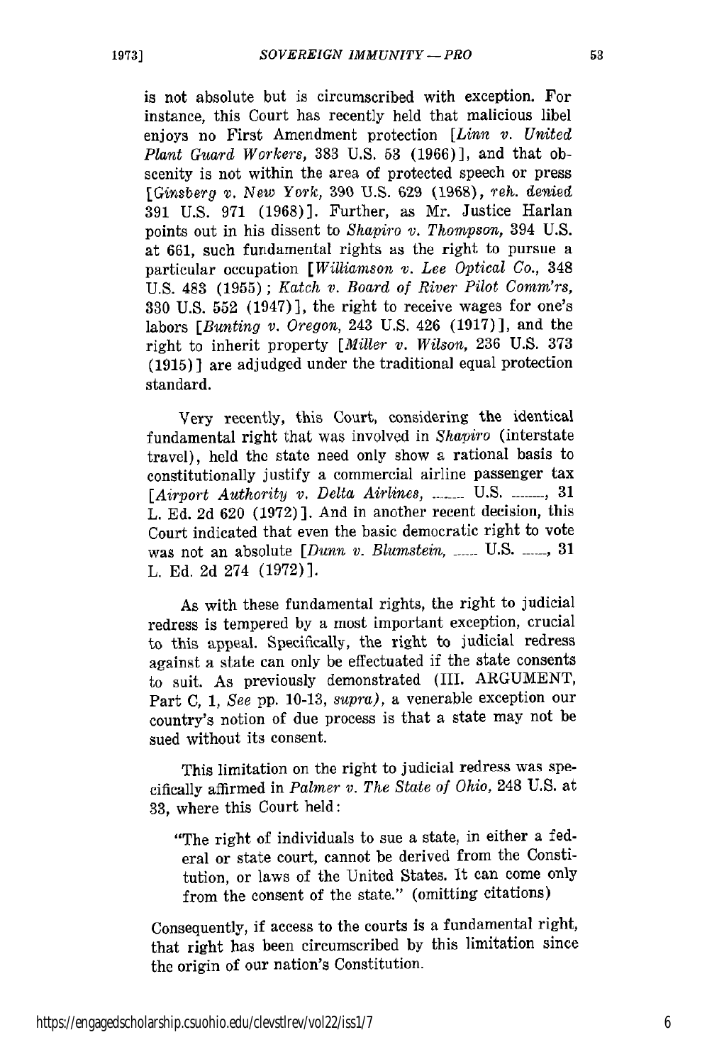is not absolute but is circumscribed with exception. For instance, this Court has recently held that malicious libel enjoys no First Amendment protection [*Linn v. United Plant Guard Workers*, 383 U.S. 53 (1966)], and that obscenity is not within the area of protected speech or press [*Ginsberg v. New York*, 390 U.S. 629 (1968), *reh. denied* 391 U.S. 971 (1968)]. Further, as Mr. Justice Harlan points out in his dissent to *Shapiro v. Thompson*, 394 U.S. at 661, such fundamental rights as the right to pursue a particular occupation [*Williamson v. Lee Optical Co.*, 348 U.S. 483 (1955); *Katch v. Board of River Pilot Comm'rs*, 330 U.S. 552 (1947)], the right to receive wages for one's labors [*Bunting v. Oregon*, 243 U.S. 426 (1917)], and the right to inherit property [*Miller v. Wilson*, 236 U.S. 373 (1915)] are adjudged under the traditional equal protection standard.

Very recently, this Court, considering the identical fundamental right that was involved in *Shapiro* (interstate travel), held the state need only show a rational basis to constitutionally justify a commercial airline passenger tax [*Airport Authority v. Delta Airlines*, ____ U.S. ____, 31 L. Ed. 2d 620 (1972)]. And in another recent decision, this Court indicated that even the basic democratic right to vote was not an absolute [*Dunn v. Blumstein*, ____ U.S. ____, 31 L. Ed. 2d 274 (1972)].

As with these fundamental rights, the right to judicial redress is tempered by a most important exception, crucial to this appeal. Specifically, the right to judicial redress against a state can only be effectuated if the state consents to suit. As previously demonstrated (III. ARGUMENT, Part C, 1, *See* pp. 10-13, *supra*), a venerable exception our country's notion of due process is that a state may not be sued without its consent.

This limitation on the right to judicial redress was specifically affirmed in *Palmer v. The State of Ohio*, 248 U.S. at 33, where this Court held:

> "The right of individuals to sue a state, in either a federal or state court, cannot be derived from the Constitution, or laws of the United States. It can come only from the consent of the state." (omitting citations)

Consequently, if access to the courts is a fundamental right, that right has been circumscribed by this limitation since the origin of our nation's Constitution.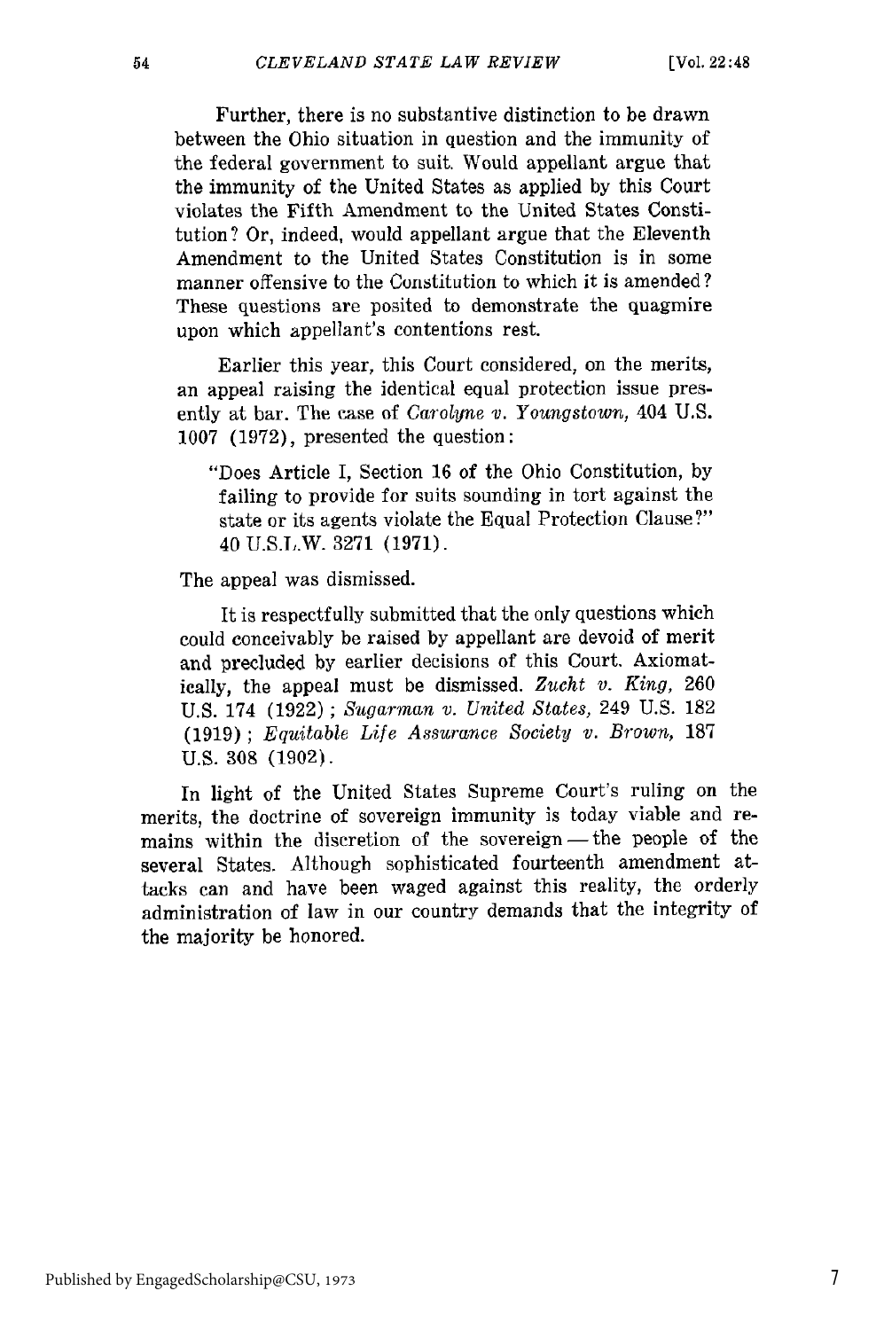Further, there is no substantive distinction to be drawn between the Ohio situation in question and the immunity of the federal government to suit. Would appellant argue that the immunity of the United States as applied by this Court violates the Fifth Amendment to the United States Constitution? Or, indeed, would appellant argue that the Eleventh Amendment to the United States Constitution is in some manner offensive to the Constitution to which it is amended? These questions are posited to demonstrate the quagmire upon which appellant's contentions rest.

Earlier this year, this Court considered, on the merits, an appeal raising the identical equal protection issue presently at bar. The case of *Carolyne v. Youngstown,* 404 U.S. 1007 (1972), presented the question:

> "Does Article I, Section 16 of the Ohio Constitution, by failing to provide for suits sounding in tort against the state or its agents violate the Equal Protection Clause?" 40 U.S.L.W. 3271 (1971).

The appeal was dismissed.

It is respectfully submitted that the only questions which could conceivably be raised by appellant are devoid of merit and precluded by earlier decisions of this Court. Axiomatically, the appeal must be dismissed. *Zucht v. King,* 260 U.S. 174 (1922); *Sugarman v. United States,* 249 U.S. 182 (1919); *Equitable Life Assurance Society v. Brown,* 187 U.S. 308 (1902).

In light of the United States Supreme Court's ruling on the merits, the doctrine of sovereign immunity is today viable and remains within the discretion of the sovereign — the people of the several States. Although sophisticated fourteenth amendment attacks can and have been waged against this reality, the orderly administration of law in our country demands that the integrity of the majority be honored.